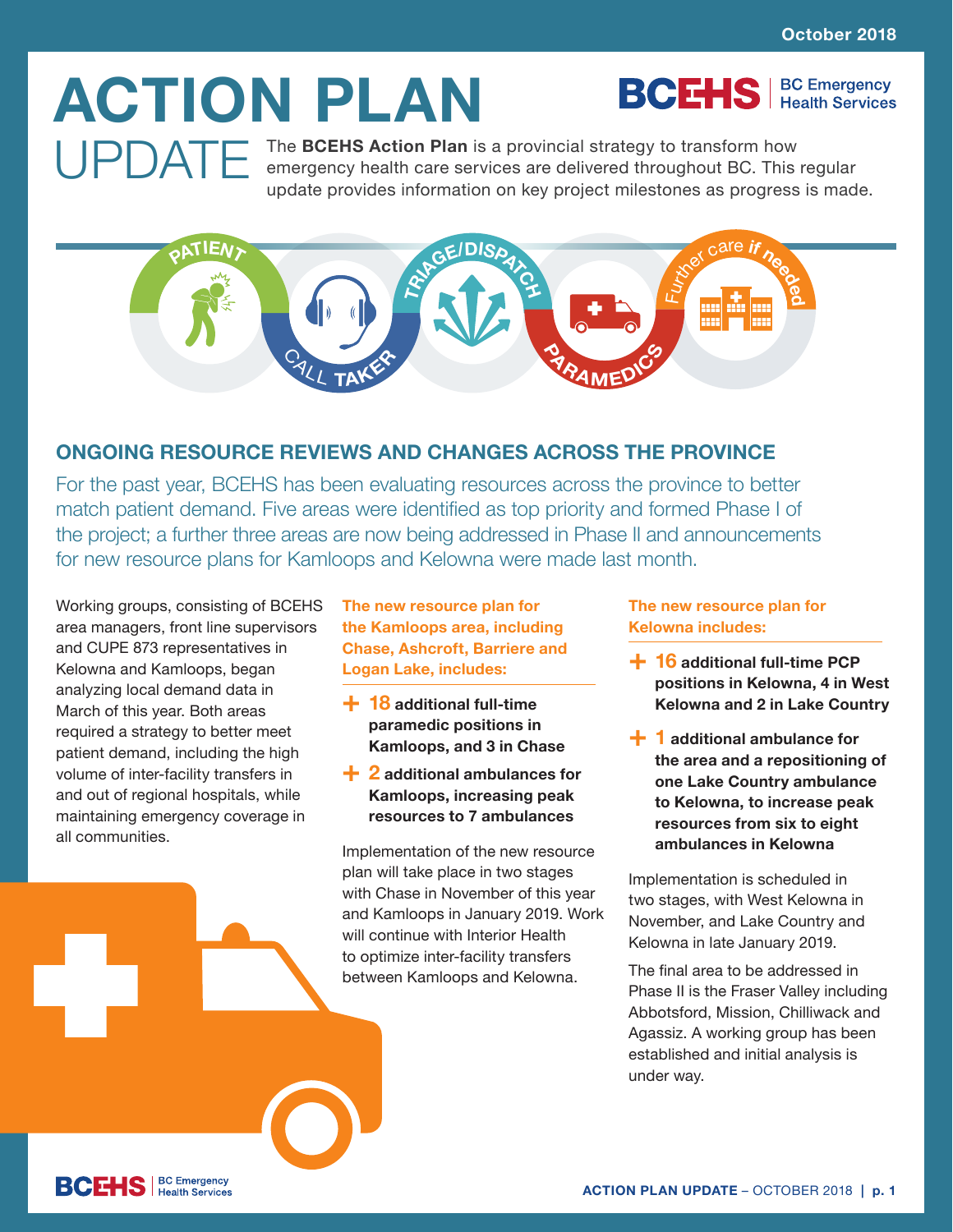October 2018

# ACTION PLAN UPDATE

BCEHS | BC Emergency Health Services

The **BCEHS Action Plan** is a provincial strategy to transform how emergency health care services are delivered throughout BC. This regular update provides information on key project milestones as progress is made.

PATIENT → CALL TAKER → TRIAGE/DISPATCH → PARAMEDICS → Further care *if needed*

## ONGOING RESOURCE REVIEWS AND CHANGES ACROSS THE PROVINCE

For the past year, BCEHS has been evaluating resources across the province to better match patient demand. Five areas were identified as top priority and formed Phase I of the project; a further three areas are now being addressed in Phase II and announcements for new resource plans for Kamloops and Kelowna were made last month.

Working groups, consisting of BCEHS area managers, front line supervisors and CUPE 873 representatives in Kelowna and Kamloops, began analyzing local demand data in March of this year. Both areas required a strategy to better meet patient demand, including the high volume of inter-facility transfers in and out of regional hospitals, while maintaining emergency coverage in all communities.

### The new resource plan for the Kamloops area, including Chase, Ashcroft, Barriere and Logan Lake, includes:

- **+ 18 additional full-time paramedic positions in Kamloops, and 3 in Chase**
- **+ 2 additional ambulances for Kamloops, increasing peak resources to 7 ambulances**

Implementation of the new resource plan will take place in two stages with Chase in November of this year and Kamloops in January 2019. Work will continue with Interior Health to optimize inter-facility transfers between Kamloops and Kelowna.

### The new resource plan for Kelowna includes:

- **+ 16 additional full-time PCP positions in Kelowna, 4 in West Kelowna and 2 in Lake Country**
- **+ 1 additional ambulance for the area and a repositioning of one Lake Country ambulance to Kelowna, to increase peak resources from six to eight ambulances in Kelowna**

Implementation is scheduled in two stages, with West Kelowna in November, and Lake Country and Kelowna in late January 2019.

The final area to be addressed in Phase II is the Fraser Valley including Abbotsford, Mission, Chilliwack and Agassiz. A working group has been established and initial analysis is under way.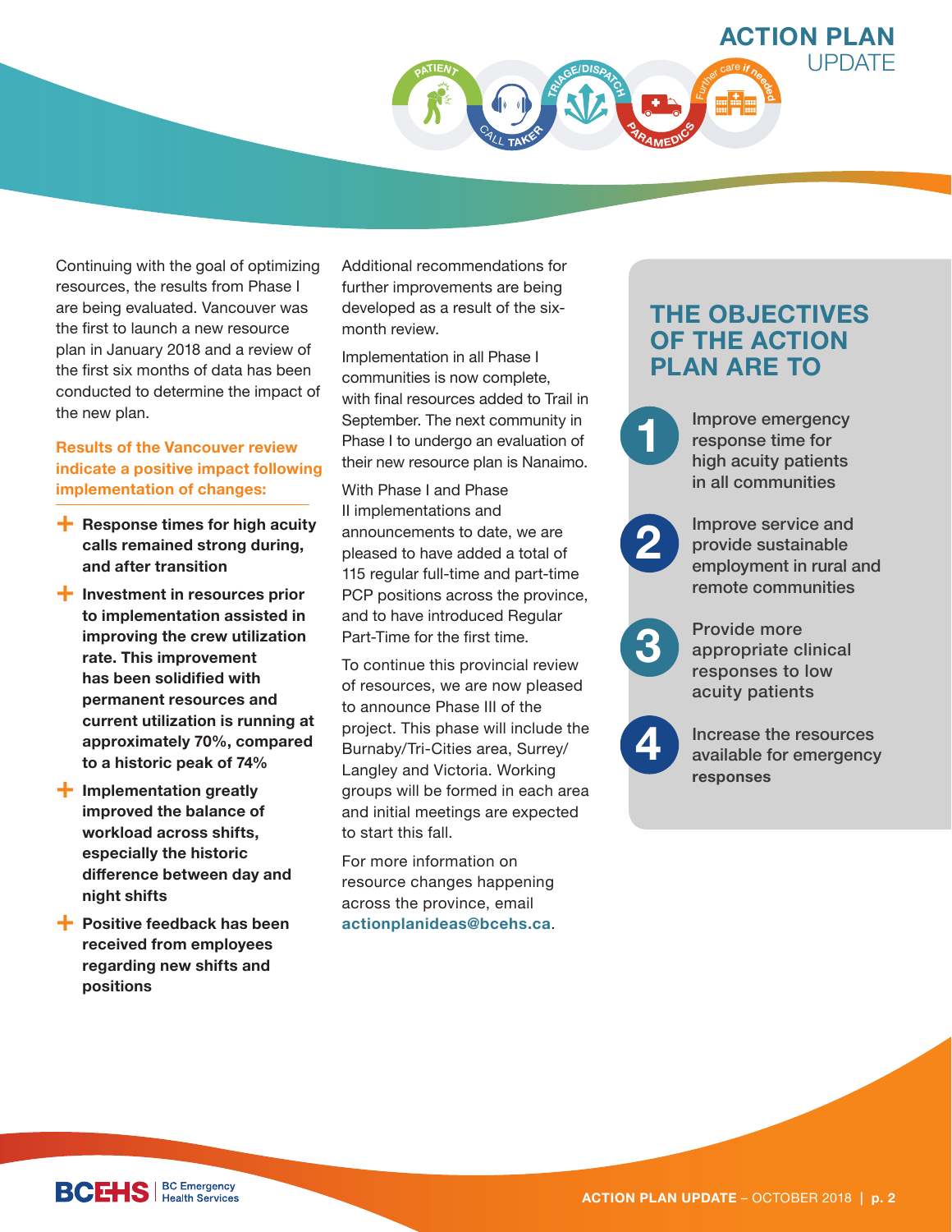Continuing with the goal of optimizing resources, the results from Phase I are being evaluated. Vancouver was the first to launch a new resource plan in January 2018 and a review of the first six months of data has been conducted to determine the impact of the new plan.

**Results of the Vancouver review indicate a positive impact following implementation of changes:**

- **Response times for high acuity calls remained strong during, and after transition**
- **Investment in resources prior to implementation assisted in improving the crew utilization rate. This improvement has been solidified with permanent resources and current utilization is running at approximately 70%, compared to a historic peak of 74%**
- **Implementation greatly improved the balance of workload across shifts, especially the historic difference between day and night shifts**
- **Positive feedback has been received from employees regarding new shifts and positions**

Additional recommendations for further improvements are being developed as a result of the six-month review.

Implementation in all Phase I communities is now complete, with final resources added to Trail in September. The next community in Phase I to undergo an evaluation of their new resource plan is Nanaimo.

With Phase I and Phase II implementations and announcements to date, we are pleased to have added a total of 115 regular full-time and part-time PCP positions across the province, and to have introduced Regular Part-Time for the first time.

To continue this provincial review of resources, we are now pleased to announce Phase III of the project. This phase will include the Burnaby/Tri-Cities area, Surrey/Langley and Victoria. Working groups will be formed in each area and initial meetings are expected to start this fall.

For more information on resource changes happening across the province, email **actionplanideas@bcehs.ca**.

## THE OBJECTIVES OF THE ACTION PLAN ARE TO

1. Improve emergency response time for high acuity patients in all communities
2. Improve service and provide sustainable employment in rural and remote communities
3. Provide more appropriate clinical responses to low acuity patients
4. Increase the resources available for emergency responses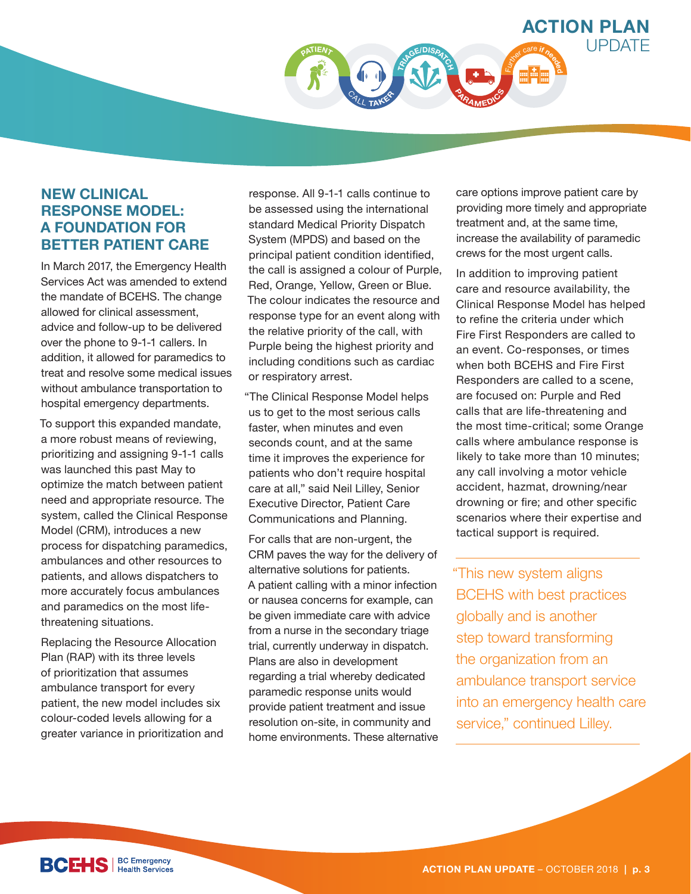## NEW CLINICAL RESPONSE MODEL: A FOUNDATION FOR BETTER PATIENT CARE

In March 2017, the Emergency Health Services Act was amended to extend the mandate of BCEHS. The change allowed for clinical assessment, advice and follow-up to be delivered over the phone to 9-1-1 callers. In addition, it allowed for paramedics to treat and resolve some medical issues without ambulance transportation to hospital emergency departments.

To support this expanded mandate, a more robust means of reviewing, prioritizing and assigning 9-1-1 calls was launched this past May to optimize the match between patient need and appropriate resource. The system, called the Clinical Response Model (CRM), introduces a new process for dispatching paramedics, ambulances and other resources to patients, and allows dispatchers to more accurately focus ambulances and paramedics on the most life-threatening situations.

Replacing the Resource Allocation Plan (RAP) with its three levels of prioritization that assumes ambulance transport for every patient, the new model includes six colour-coded levels allowing for a greater variance in prioritization and response. All 9-1-1 calls continue to be assessed using the international standard Medical Priority Dispatch System (MPDS) and based on the principal patient condition identified, the call is assigned a colour of Purple, Red, Orange, Yellow, Green or Blue. The colour indicates the resource and response type for an event along with the relative priority of the call, with Purple being the highest priority and including conditions such as cardiac or respiratory arrest.

"The Clinical Response Model helps us to get to the most serious calls faster, when minutes and even seconds count, and at the same time it improves the experience for patients who don't require hospital care at all," said Neil Lilley, Senior Executive Director, Patient Care Communications and Planning.

For calls that are non-urgent, the CRM paves the way for the delivery of alternative solutions for patients. A patient calling with a minor infection or nausea concerns for example, can be given immediate care with advice from a nurse in the secondary triage trial, currently underway in dispatch. Plans are also in development regarding a trial whereby dedicated paramedic response units would provide patient treatment and issue resolution on-site, in community and home environments. These alternative care options improve patient care by providing more timely and appropriate treatment and, at the same time, increase the availability of paramedic crews for the most urgent calls.

In addition to improving patient care and resource availability, the Clinical Response Model has helped to refine the criteria under which Fire First Responders are called to an event. Co-responses, or times when both BCEHS and Fire First Responders are called to a scene, are focused on: Purple and Red calls that are life-threatening and the most time-critical; some Orange calls where ambulance response is likely to take more than 10 minutes; any call involving a motor vehicle accident, hazmat, drowning/near drowning or fire; and other specific scenarios where their expertise and tactical support is required.

> "This new system aligns BCEHS with best practices globally and is another step toward transforming the organization from an ambulance transport service into an emergency health care service," continued Lilley.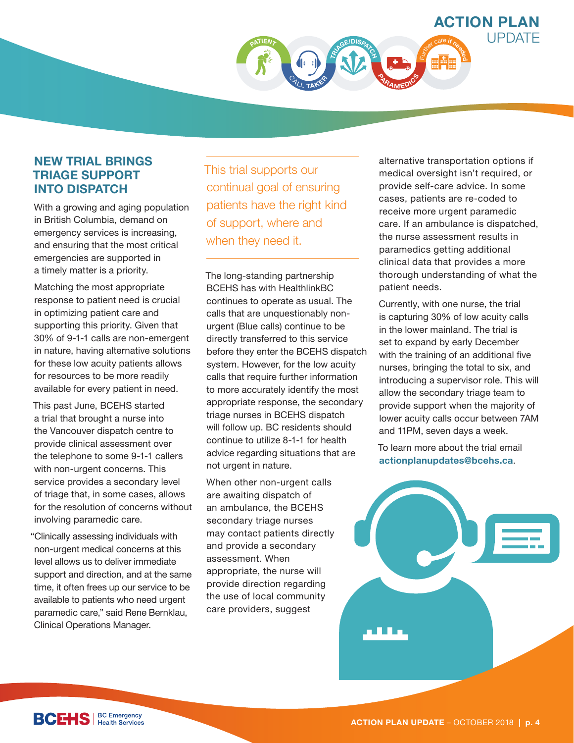## NEW TRIAL BRINGS TRIAGE SUPPORT INTO DISPATCH

With a growing and aging population in British Columbia, demand on emergency services is increasing, and ensuring that the most critical emergencies are supported in a timely matter is a priority.

Matching the most appropriate response to patient need is crucial in optimizing patient care and supporting this priority. Given that 30% of 9-1-1 calls are non-emergent in nature, having alternative solutions for these low acuity patients allows for resources to be more readily available for every patient in need.

This past June, BCEHS started a trial that brought a nurse into the Vancouver dispatch centre to provide clinical assessment over the telephone to some 9-1-1 callers with non-urgent concerns. This service provides a secondary level of triage that, in some cases, allows for the resolution of concerns without involving paramedic care.

"Clinically assessing individuals with non-urgent medical concerns at this level allows us to deliver immediate support and direction, and at the same time, it often frees up our service to be available to patients who need urgent paramedic care," said Rene Bernklau, Clinical Operations Manager.

> This trial supports our continual goal of ensuring patients have the right kind of support, where and when they need it.

The long-standing partnership BCEHS has with HealthlinkBC continues to operate as usual. The calls that are unquestionably non-urgent (Blue calls) continue to be directly transferred to this service before they enter the BCEHS dispatch system. However, for the low acuity calls that require further information to more accurately identify the most appropriate response, the secondary triage nurses in BCEHS dispatch will follow up. BC residents should continue to utilize 8-1-1 for health advice regarding situations that are not urgent in nature.

When other non-urgent calls are awaiting dispatch of an ambulance, the BCEHS secondary triage nurses may contact patients directly and provide a secondary assessment. When appropriate, the nurse will provide direction regarding the use of local community care providers, suggest alternative transportation options if medical oversight isn't required, or provide self-care advice. In some cases, patients are re-coded to receive more urgent paramedic care. If an ambulance is dispatched, the nurse assessment results in paramedics getting additional clinical data that provides a more thorough understanding of what the patient needs.

Currently, with one nurse, the trial is capturing 30% of low acuity calls in the lower mainland. The trial is set to expand by early December with the training of an additional five nurses, bringing the total to six, and introducing a supervisor role. This will allow the secondary triage team to provide support when the majority of lower acuity calls occur between 7AM and 11PM, seven days a week.

To learn more about the trial email **actionplanupdates@bcehs.ca**.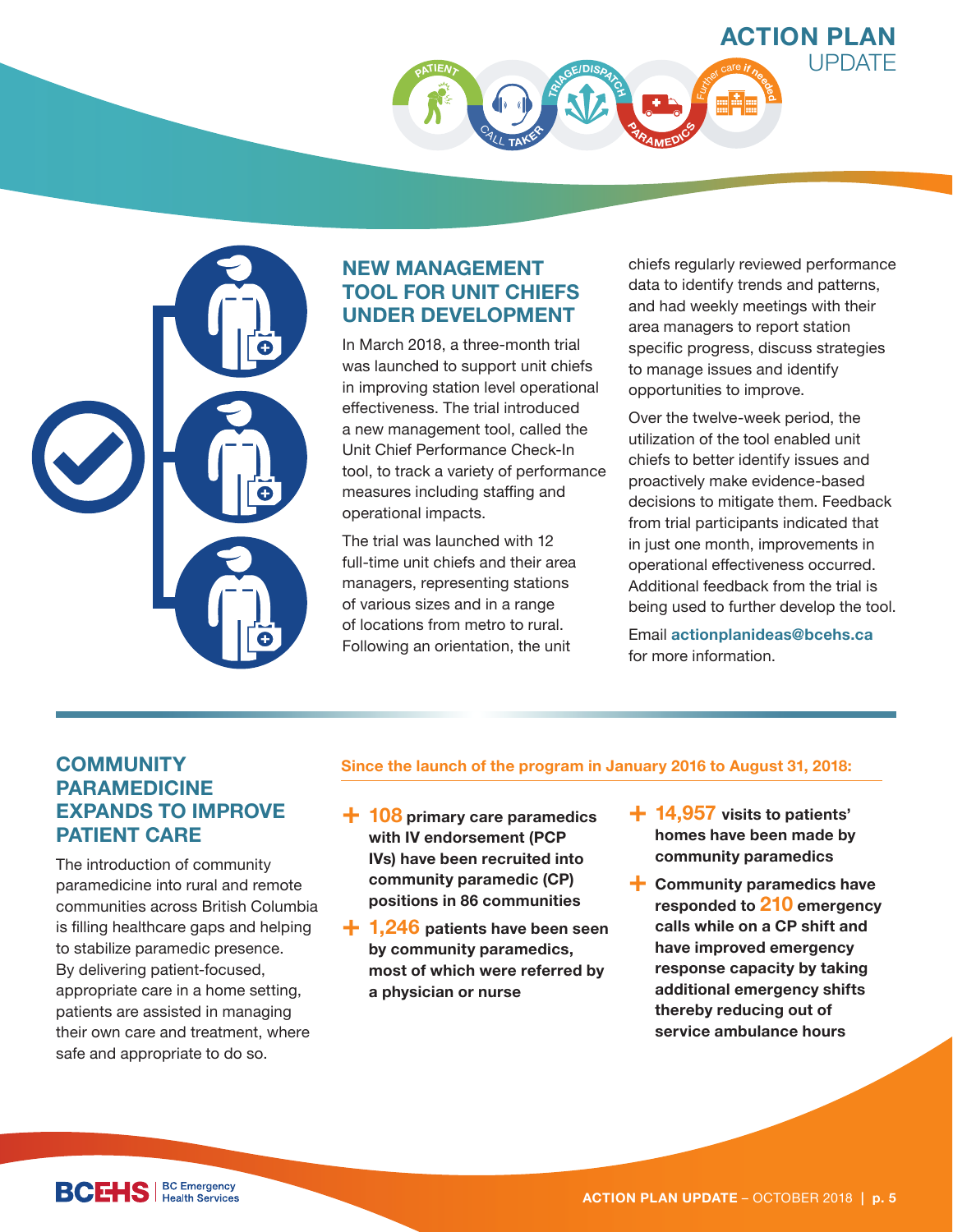## NEW MANAGEMENT TOOL FOR UNIT CHIEFS UNDER DEVELOPMENT

In March 2018, a three-month trial was launched to support unit chiefs in improving station level operational effectiveness. The trial introduced a new management tool, called the Unit Chief Performance Check-In tool, to track a variety of performance measures including staffing and operational impacts.

The trial was launched with 12 full-time unit chiefs and their area managers, representing stations of various sizes and in a range of locations from metro to rural. Following an orientation, the unit chiefs regularly reviewed performance data to identify trends and patterns, and had weekly meetings with their area managers to report station specific progress, discuss strategies to manage issues and identify opportunities to improve.

Over the twelve-week period, the utilization of the tool enabled unit chiefs to better identify issues and proactively make evidence-based decisions to mitigate them. Feedback from trial participants indicated that in just one month, improvements in operational effectiveness occurred. Additional feedback from the trial is being used to further develop the tool.

Email **actionplanideas@bcehs.ca** for more information.

## COMMUNITY PARAMEDICINE EXPANDS TO IMPROVE PATIENT CARE

The introduction of community paramedicine into rural and remote communities across British Columbia is filling healthcare gaps and helping to stabilize paramedic presence. By delivering patient-focused, appropriate care in a home setting, patients are assisted in managing their own care and treatment, where safe and appropriate to do so.

**Since the launch of the program in January 2016 to August 31, 2018:**

- **108 primary care paramedics with IV endorsement (PCP IVs) have been recruited into community paramedic (CP) positions in 86 communities**
- **1,246 patients have been seen by community paramedics, most of which were referred by a physician or nurse**
- **14,957 visits to patients' homes have been made by community paramedics**
- **Community paramedics have responded to 210 emergency calls while on a CP shift and have improved emergency response capacity by taking additional emergency shifts thereby reducing out of service ambulance hours**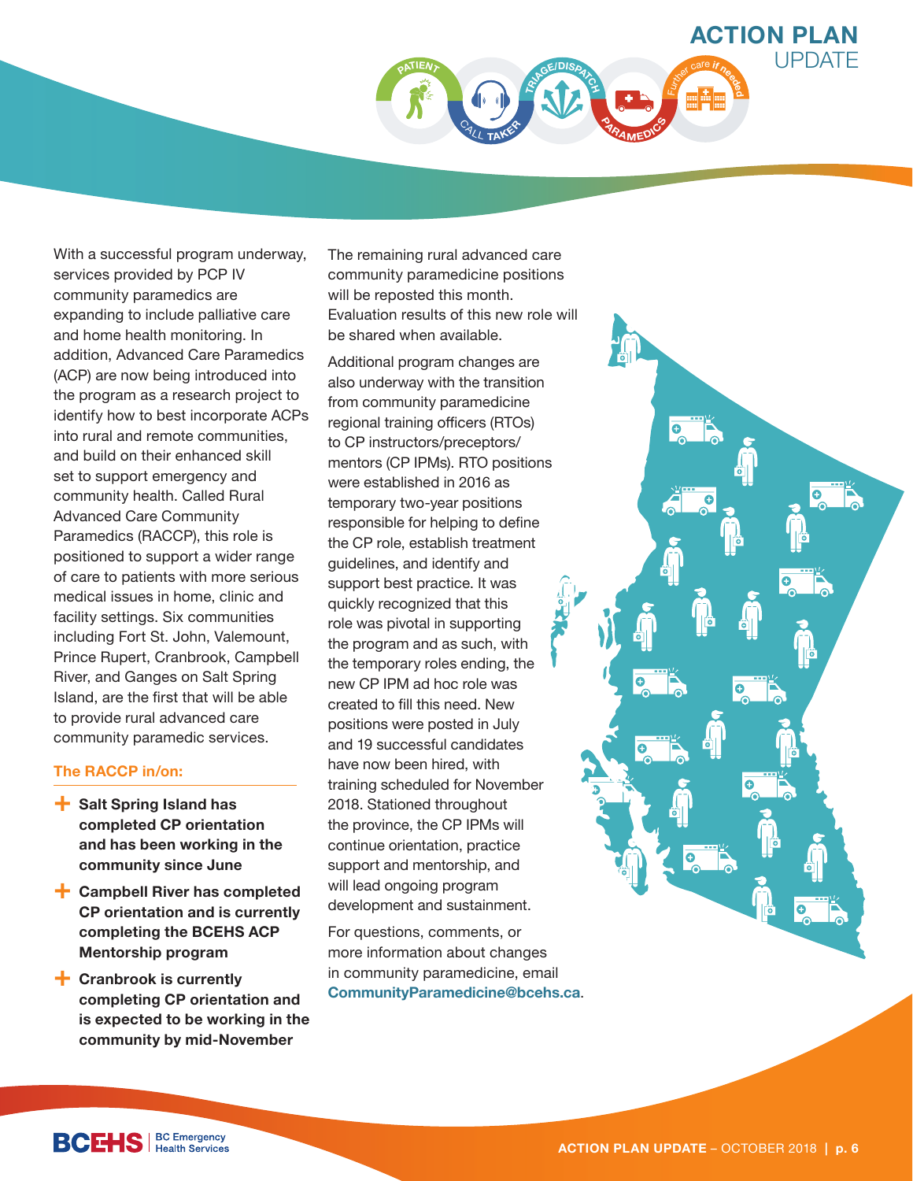With a successful program underway, services provided by PCP IV community paramedics are expanding to include palliative care and home health monitoring. In addition, Advanced Care Paramedics (ACP) are now being introduced into the program as a research project to identify how to best incorporate ACPs into rural and remote communities, and build on their enhanced skill set to support emergency and community health. Called Rural Advanced Care Community Paramedics (RACCP), this role is positioned to support a wider range of care to patients with more serious medical issues in home, clinic and facility settings. Six communities including Fort St. John, Valemount, Prince Rupert, Cranbrook, Campbell River, and Ganges on Salt Spring Island, are the first that will be able to provide rural advanced care community paramedic services.

### The RACCP in/on:

- **Salt Spring Island has completed CP orientation and has been working in the community since June**
- **Campbell River has completed CP orientation and is currently completing the BCEHS ACP Mentorship program**
- **Cranbrook is currently completing CP orientation and is expected to be working in the community by mid-November**

The remaining rural advanced care community paramedicine positions will be reposted this month. Evaluation results of this new role will be shared when available.

Additional program changes are also underway with the transition from community paramedicine regional training officers (RTOs) to CP instructors/preceptors/mentors (CP IPMs). RTO positions were established in 2016 as temporary two-year positions responsible for helping to define the CP role, establish treatment guidelines, and identify and support best practice. It was quickly recognized that this role was pivotal in supporting the program and as such, with the temporary roles ending, the new CP IPM ad hoc role was created to fill this need. New positions were posted in July and 19 successful candidates have now been hired, with training scheduled for November 2018. Stationed throughout the province, the CP IPMs will continue orientation, practice support and mentorship, and will lead ongoing program development and sustainment.

For questions, comments, or more information about changes in community paramedicine, email **CommunityParamedicine@bcehs.ca**.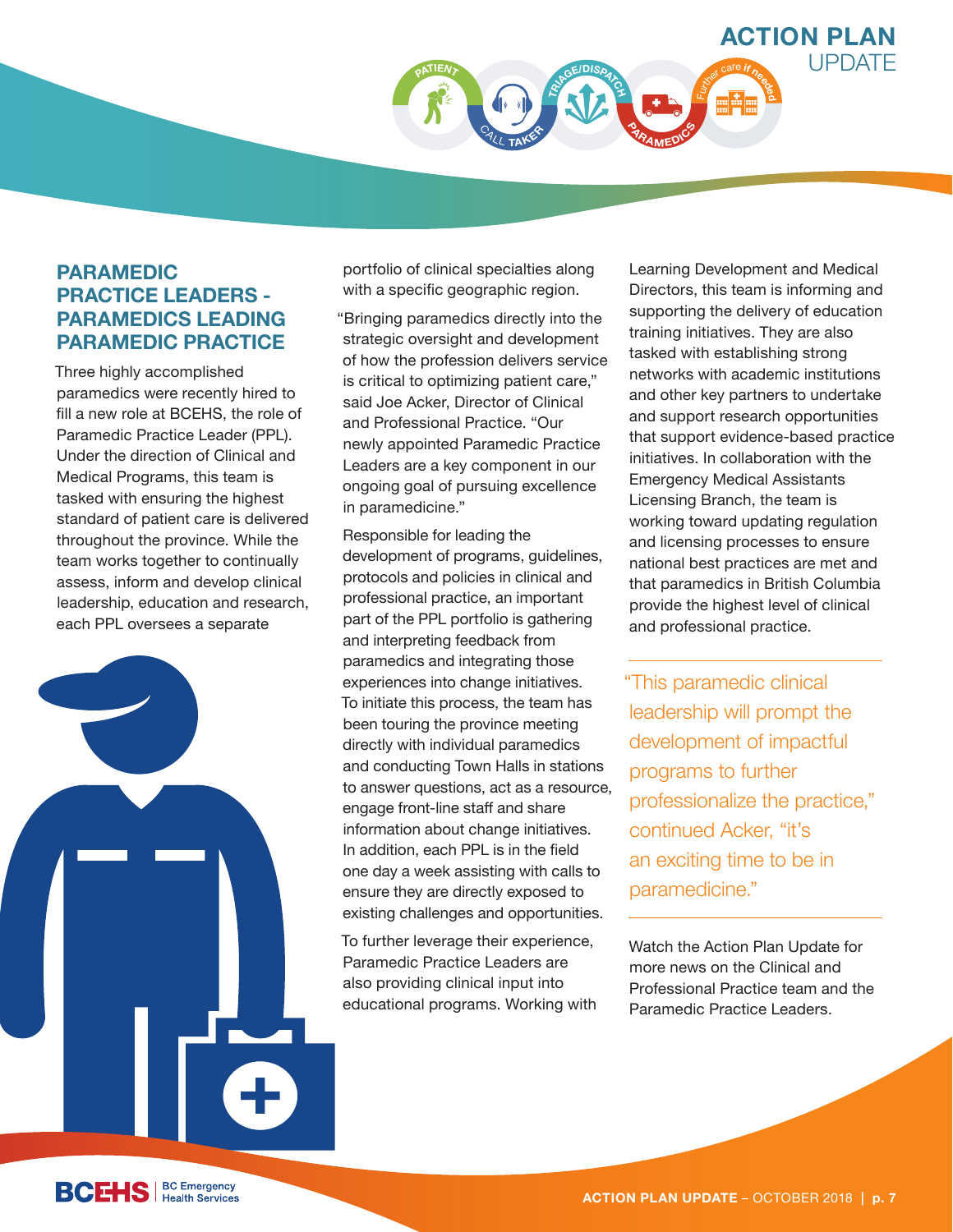## PARAMEDIC PRACTICE LEADERS - PARAMEDICS LEADING PARAMEDIC PRACTICE

Three highly accomplished paramedics were recently hired to fill a new role at BCEHS, the role of Paramedic Practice Leader (PPL). Under the direction of Clinical and Medical Programs, this team is tasked with ensuring the highest standard of patient care is delivered throughout the province. While the team works together to continually assess, inform and develop clinical leadership, education and research, each PPL oversees a separate portfolio of clinical specialties along with a specific geographic region.

"Bringing paramedics directly into the strategic oversight and development of how the profession delivers service is critical to optimizing patient care," said Joe Acker, Director of Clinical and Professional Practice. "Our newly appointed Paramedic Practice Leaders are a key component in our ongoing goal of pursuing excellence in paramedicine."

Responsible for leading the development of programs, guidelines, protocols and policies in clinical and professional practice, an important part of the PPL portfolio is gathering and interpreting feedback from paramedics and integrating those experiences into change initiatives. To initiate this process, the team has been touring the province meeting directly with individual paramedics and conducting Town Halls in stations to answer questions, act as a resource, engage front-line staff and share information about change initiatives. In addition, each PPL is in the field one day a week assisting with calls to ensure they are directly exposed to existing challenges and opportunities.

To further leverage their experience, Paramedic Practice Leaders are also providing clinical input into educational programs. Working with Learning Development and Medical Directors, this team is informing and supporting the delivery of education training initiatives. They are also tasked with establishing strong networks with academic institutions and other key partners to undertake and support research opportunities that support evidence-based practice initiatives. In collaboration with the Emergency Medical Assistants Licensing Branch, the team is working toward updating regulation and licensing processes to ensure national best practices are met and that paramedics in British Columbia provide the highest level of clinical and professional practice.

> "This paramedic clinical leadership will prompt the development of impactful programs to further professionalize the practice," continued Acker, "it's an exciting time to be in paramedicine."

Watch the Action Plan Update for more news on the Clinical and Professional Practice team and the Paramedic Practice Leaders.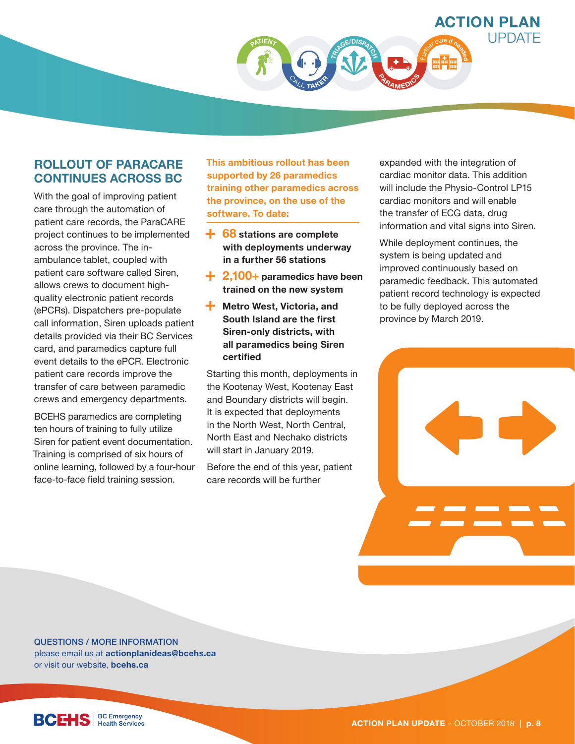## ROLLOUT OF PARACARE CONTINUES ACROSS BC

With the goal of improving patient care through the automation of patient care records, the ParaCARE project continues to be implemented across the province. The in-ambulance tablet, coupled with patient care software called Siren, allows crews to document high-quality electronic patient records (ePCRs). Dispatchers pre-populate call information, Siren uploads patient details provided via their BC Services card, and paramedics capture full event details to the ePCR. Electronic patient care records improve the transfer of care between paramedic crews and emergency departments.

BCEHS paramedics are completing ten hours of training to fully utilize Siren for patient event documentation. Training is comprised of six hours of online learning, followed by a four-hour face-to-face field training session.

**This ambitious rollout has been supported by 26 paramedics training other paramedics across the province, on the use of the software. To date:**

- **68 stations are complete with deployments underway in a further 56 stations**
- **2,100+ paramedics have been trained on the new system**
- **Metro West, Victoria, and South Island are the first Siren-only districts, with all paramedics being Siren certified**

Starting this month, deployments in the Kootenay West, Kootenay East and Boundary districts will begin. It is expected that deployments in the North West, North Central, North East and Nechako districts will start in January 2019.

Before the end of this year, patient care records will be further expanded with the integration of cardiac monitor data. This addition will include the Physio-Control LP15 cardiac monitors and will enable the transfer of ECG data, drug information and vital signs into Siren.

While deployment continues, the system is being updated and improved continuously based on paramedic feedback. This automated patient record technology is expected to be fully deployed across the province by March 2019.

**QUESTIONS / MORE INFORMATION**
please email us at **actionplanideas@bcehs.ca**
or visit our website, **bcehs.ca**